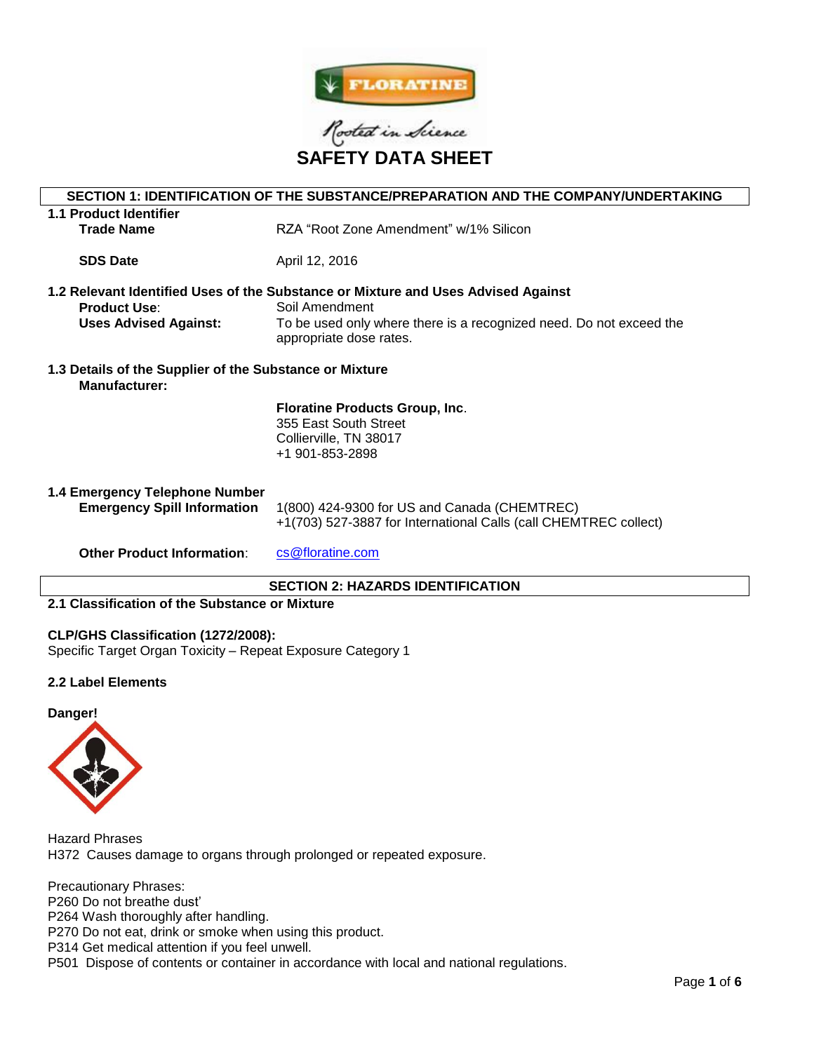FLORATINE

Rooted in Science

# SAFETY DATA SHEET

## SECTION 1: IDENTIFICATION OF THE SUBSTANCE/PREPARATION AND THE COMPANY/UNDERTAKING

### 1.1 Product Identifier

**Trade Name** RZA "Root Zone Amendment" w/1% Silicon

**SDS Date** April 12, 2016

### 1.2 Relevant Identified Uses of the Substance or Mixture and Uses Advised Against

**Product Use**: Soil Amendment

**Uses Advised Against:** To be used only where there is a recognized need. Do not exceed the appropriate dose rates.

### 1.3 Details of the Supplier of the Substance or Mixture

**Manufacturer:**

**Floratine Products Group, Inc**.
355 East South Street
Collierville, TN 38017
+1 901-853-2898

### 1.4 Emergency Telephone Number

**Emergency Spill Information** 1(800) 424-9300 for US and Canada (CHEMTREC)
+1(703) 527-3887 for International Calls (call CHEMTREC collect)

**Other Product Information**: cs@floratine.com

## SECTION 2: HAZARDS IDENTIFICATION

### 2.1 Classification of the Substance or Mixture

**CLP/GHS Classification (1272/2008):**
Specific Target Organ Toxicity – Repeat Exposure Category 1

### 2.2 Label Elements

**Danger!**

Hazard Phrases
H372 Causes damage to organs through prolonged or repeated exposure.

Precautionary Phrases:
P260 Do not breathe dust'
P264 Wash thoroughly after handling.
P270 Do not eat, drink or smoke when using this product.
P314 Get medical attention if you feel unwell.
P501 Dispose of contents or container in accordance with local and national regulations.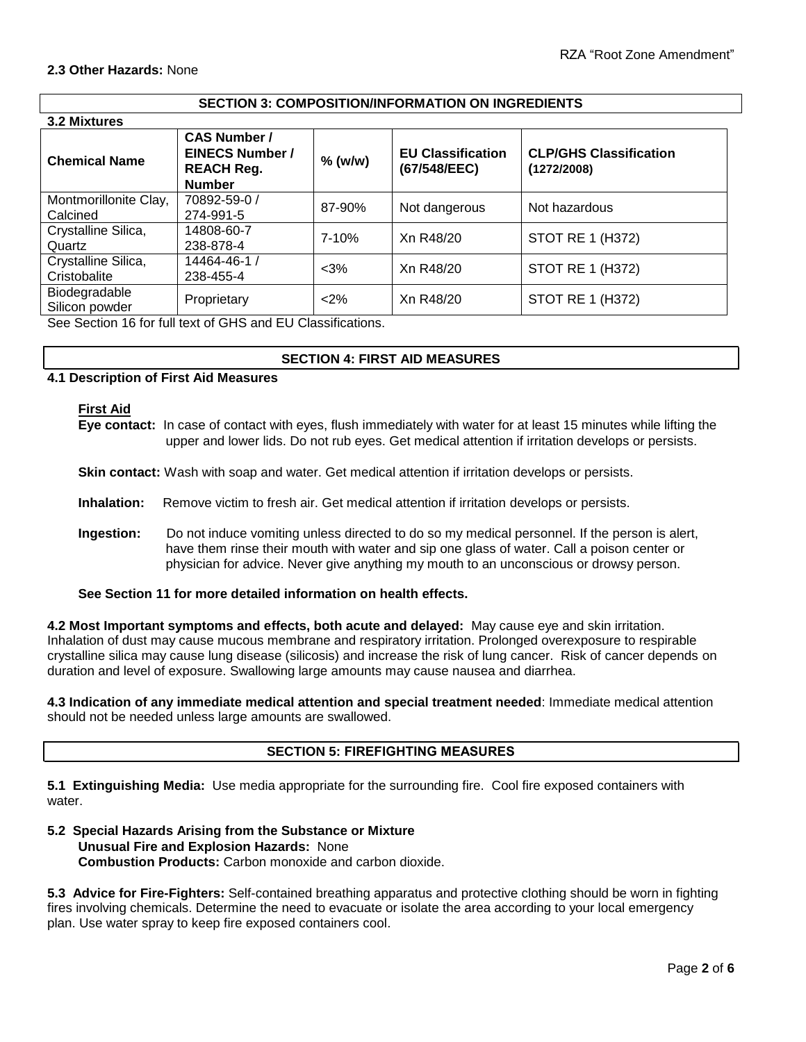**2.3 Other Hazards:** None

## SECTION 3: COMPOSITION/INFORMATION ON INGREDIENTS

**3.2 Mixtures**

| Chemical Name | CAS Number / EINECS Number / REACH Reg. Number | % (w/w) | EU Classification (67/548/EEC) | CLP/GHS Classification (1272/2008) |
|---|---|---|---|---|
| Montmorillonite Clay, Calcined | 70892-59-0 / 274-991-5 | 87-90% | Not dangerous | Not hazardous |
| Crystalline Silica, Quartz | 14808-60-7 238-878-4 | 7-10% | Xn R48/20 | STOT RE 1 (H372) |
| Crystalline Silica, Cristobalite | 14464-46-1 / 238-455-4 | <3% | Xn R48/20 | STOT RE 1 (H372) |
| Biodegradable Silicon powder | Proprietary | <2% | Xn R48/20 | STOT RE 1 (H372) |

See Section 16 for full text of GHS and EU Classifications.

## SECTION 4: FIRST AID MEASURES

**4.1 Description of First Aid Measures**

**First Aid**

**Eye contact:** In case of contact with eyes, flush immediately with water for at least 15 minutes while lifting the upper and lower lids. Do not rub eyes. Get medical attention if irritation develops or persists.

**Skin contact:** Wash with soap and water. Get medical attention if irritation develops or persists.

**Inhalation:** Remove victim to fresh air. Get medical attention if irritation develops or persists.

**Ingestion:** Do not induce vomiting unless directed to do so my medical personnel. If the person is alert, have them rinse their mouth with water and sip one glass of water. Call a poison center or physician for advice. Never give anything my mouth to an unconscious or drowsy person.

**See Section 11 for more detailed information on health effects.**

**4.2 Most Important symptoms and effects, both acute and delayed:** May cause eye and skin irritation. Inhalation of dust may cause mucous membrane and respiratory irritation. Prolonged overexposure to respirable crystalline silica may cause lung disease (silicosis) and increase the risk of lung cancer. Risk of cancer depends on duration and level of exposure. Swallowing large amounts may cause nausea and diarrhea.

**4.3 Indication of any immediate medical attention and special treatment needed**: Immediate medical attention should not be needed unless large amounts are swallowed.

## SECTION 5: FIREFIGHTING MEASURES

**5.1 Extinguishing Media:** Use media appropriate for the surrounding fire. Cool fire exposed containers with water.

**5.2 Special Hazards Arising from the Substance or Mixture**

**Unusual Fire and Explosion Hazards:** None

**Combustion Products:** Carbon monoxide and carbon dioxide.

**5.3 Advice for Fire-Fighters:** Self-contained breathing apparatus and protective clothing should be worn in fighting fires involving chemicals. Determine the need to evacuate or isolate the area according to your local emergency plan. Use water spray to keep fire exposed containers cool.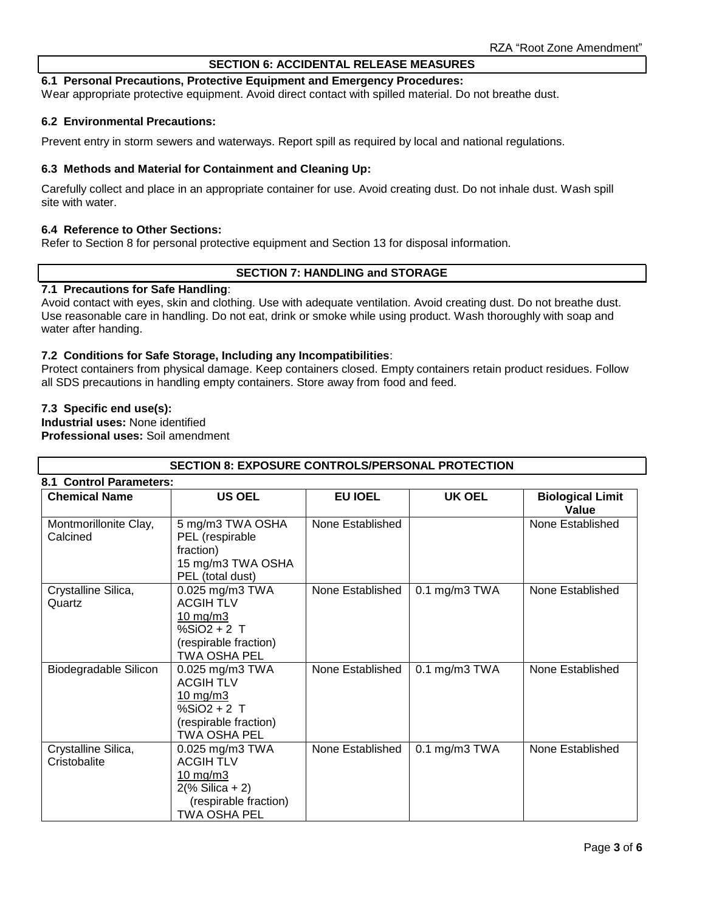## SECTION 6: ACCIDENTAL RELEASE MEASURES

### 6.1 Personal Precautions, Protective Equipment and Emergency Procedures:

Wear appropriate protective equipment. Avoid direct contact with spilled material. Do not breathe dust.

### 6.2 Environmental Precautions:

Prevent entry in storm sewers and waterways. Report spill as required by local and national regulations.

### 6.3 Methods and Material for Containment and Cleaning Up:

Carefully collect and place in an appropriate container for use. Avoid creating dust. Do not inhale dust. Wash spill site with water.

### 6.4 Reference to Other Sections:

Refer to Section 8 for personal protective equipment and Section 13 for disposal information.

## SECTION 7: HANDLING and STORAGE

### 7.1 Precautions for Safe Handling:

Avoid contact with eyes, skin and clothing. Use with adequate ventilation. Avoid creating dust. Do not breathe dust. Use reasonable care in handling. Do not eat, drink or smoke while using product. Wash thoroughly with soap and water after handing.

### 7.2 Conditions for Safe Storage, Including any Incompatibilities:

Protect containers from physical damage. Keep containers closed. Empty containers retain product residues. Follow all SDS precautions in handling empty containers. Store away from food and feed.

### 7.3 Specific end use(s):

**Industrial uses:** None identified
**Professional uses:** Soil amendment

## SECTION 8: EXPOSURE CONTROLS/PERSONAL PROTECTION

### 8.1 Control Parameters:

| Chemical Name | US OEL | EU IOEL | UK OEL | Biological Limit Value |
|---|---|---|---|---|
| Montmorillonite Clay, Calcined | 5 mg/m3 TWA OSHA PEL (respirable fraction)<br>15 mg/m3 TWA OSHA PEL (total dust) | None Established | | None Established |
| Crystalline Silica, Quartz | 0.025 mg/m3 TWA ACGIH TLV<br>$\frac{10 \text{ mg/m3}}{\%SiO2 + 2}$ T (respirable fraction) TWA OSHA PEL | None Established | 0.1 mg/m3 TWA | None Established |
| Biodegradable Silicon | 0.025 mg/m3 TWA ACGIH TLV<br>$\frac{10 \text{ mg/m3}}{\%SiO2 + 2}$ T (respirable fraction) TWA OSHA PEL | None Established | 0.1 mg/m3 TWA | None Established |
| Crystalline Silica, Cristobalite | 0.025 mg/m3 TWA ACGIH TLV<br>$\frac{10 \text{ mg/m3}}{2(\% \text{ Silica} + 2)}$ (respirable fraction) TWA OSHA PEL | None Established | 0.1 mg/m3 TWA | None Established |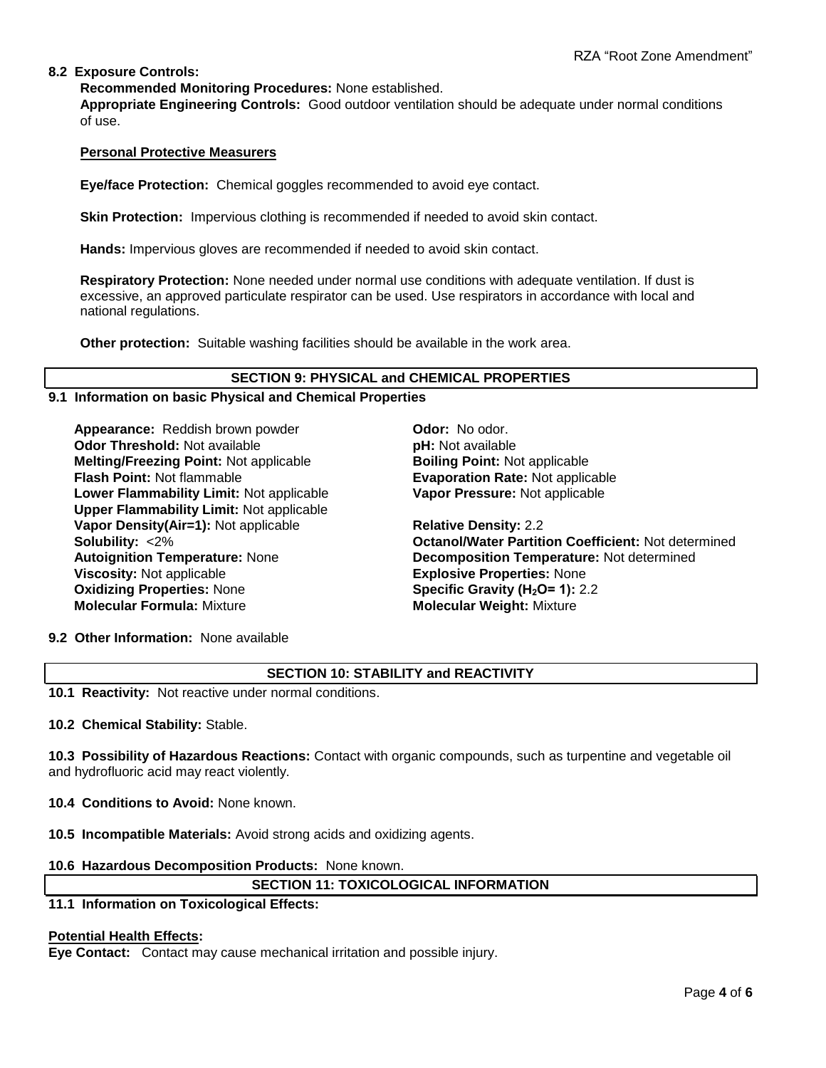**8.2 Exposure Controls:**

**Recommended Monitoring Procedures:** None established.

**Appropriate Engineering Controls:** Good outdoor ventilation should be adequate under normal conditions of use.

**Personal Protective Measurers**

**Eye/face Protection:** Chemical goggles recommended to avoid eye contact.

**Skin Protection:** Impervious clothing is recommended if needed to avoid skin contact.

**Hands:** Impervious gloves are recommended if needed to avoid skin contact.

**Respiratory Protection:** None needed under normal use conditions with adequate ventilation. If dust is excessive, an approved particulate respirator can be used. Use respirators in accordance with local and national regulations.

**Other protection:** Suitable washing facilities should be available in the work area.

## SECTION 9: PHYSICAL and CHEMICAL PROPERTIES

**9.1 Information on basic Physical and Chemical Properties**

**Appearance:** Reddish brown powder
**Odor Threshold:** Not available
**Melting/Freezing Point:** Not applicable
**Flash Point:** Not flammable
**Lower Flammability Limit:** Not applicable
**Upper Flammability Limit:** Not applicable
**Vapor Density(Air=1):** Not applicable
**Solubility:** <2%
**Autoignition Temperature:** None
**Viscosity:** Not applicable
**Oxidizing Properties:** None
**Molecular Formula:** Mixture

**Odor:** No odor.
**pH:** Not available
**Boiling Point:** Not applicable
**Evaporation Rate:** Not applicable
**Vapor Pressure:** Not applicable

**Relative Density:** 2.2
**Octanol/Water Partition Coefficient:** Not determined
**Decomposition Temperature:** Not determined
**Explosive Properties:** None
**Specific Gravity ($H_2O$= 1):** 2.2
**Molecular Weight:** Mixture

**9.2 Other Information:** None available

## SECTION 10: STABILITY and REACTIVITY

**10.1 Reactivity:** Not reactive under normal conditions.

**10.2 Chemical Stability:** Stable.

**10.3 Possibility of Hazardous Reactions:** Contact with organic compounds, such as turpentine and vegetable oil and hydrofluoric acid may react violently.

**10.4 Conditions to Avoid:** None known.

**10.5 Incompatible Materials:** Avoid strong acids and oxidizing agents.

**10.6 Hazardous Decomposition Products:** None known.

## SECTION 11: TOXICOLOGICAL INFORMATION

**11.1 Information on Toxicological Effects:**

**Potential Health Effects:**

**Eye Contact:** Contact may cause mechanical irritation and possible injury.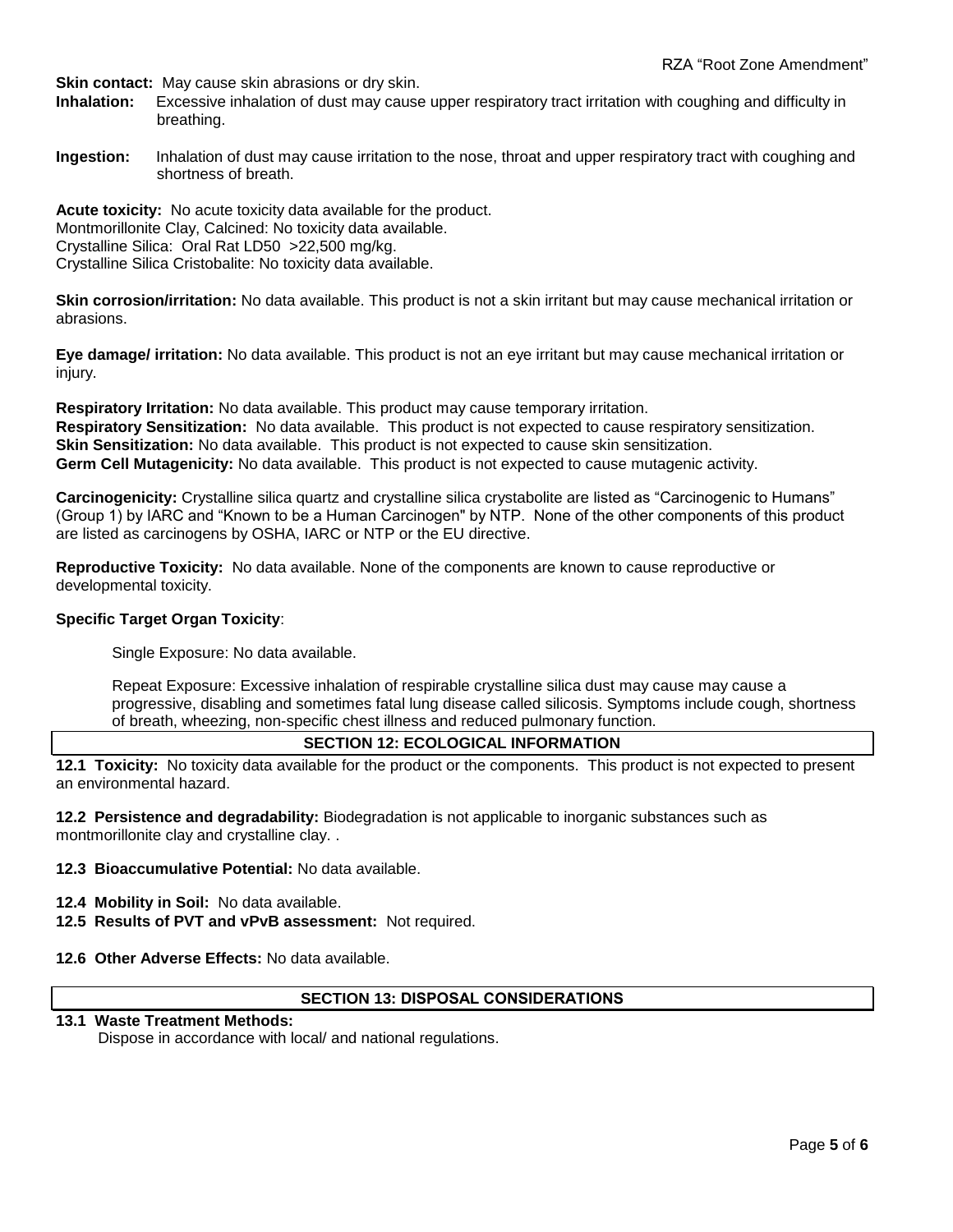**Skin contact:** May cause skin abrasions or dry skin.

**Inhalation:** Excessive inhalation of dust may cause upper respiratory tract irritation with coughing and difficulty in breathing.

**Ingestion:** Inhalation of dust may cause irritation to the nose, throat and upper respiratory tract with coughing and shortness of breath.

**Acute toxicity:** No acute toxicity data available for the product.
Montmorillonite Clay, Calcined: No toxicity data available.
Crystalline Silica: Oral Rat LD50 >22,500 mg/kg.
Crystalline Silica Cristobalite: No toxicity data available.

**Skin corrosion/irritation:** No data available. This product is not a skin irritant but may cause mechanical irritation or abrasions.

**Eye damage/ irritation:** No data available. This product is not an eye irritant but may cause mechanical irritation or injury.

**Respiratory Irritation:** No data available. This product may cause temporary irritation.
**Respiratory Sensitization:** No data available. This product is not expected to cause respiratory sensitization.
**Skin Sensitization:** No data available. This product is not expected to cause skin sensitization.
**Germ Cell Mutagenicity:** No data available. This product is not expected to cause mutagenic activity.

**Carcinogenicity:** Crystalline silica quartz and crystalline silica crystabolite are listed as "Carcinogenic to Humans" (Group 1) by IARC and "Known to be a Human Carcinogen" by NTP. None of the other components of this product are listed as carcinogens by OSHA, IARC or NTP or the EU directive.

**Reproductive Toxicity:** No data available. None of the components are known to cause reproductive or developmental toxicity.

**Specific Target Organ Toxicity**:

Single Exposure: No data available.

Repeat Exposure: Excessive inhalation of respirable crystalline silica dust may cause may cause a progressive, disabling and sometimes fatal lung disease called silicosis. Symptoms include cough, shortness of breath, wheezing, non-specific chest illness and reduced pulmonary function.

## SECTION 12: ECOLOGICAL INFORMATION

**12.1 Toxicity:** No toxicity data available for the product or the components. This product is not expected to present an environmental hazard.

**12.2 Persistence and degradability:** Biodegradation is not applicable to inorganic substances such as montmorillonite clay and crystalline clay. .

**12.3 Bioaccumulative Potential:** No data available.

**12.4 Mobility in Soil:** No data available.
**12.5 Results of PVT and vPvB assessment:** Not required.

**12.6 Other Adverse Effects:** No data available.

## SECTION 13: DISPOSAL CONSIDERATIONS

**13.1 Waste Treatment Methods:**
Dispose in accordance with local/ and national regulations.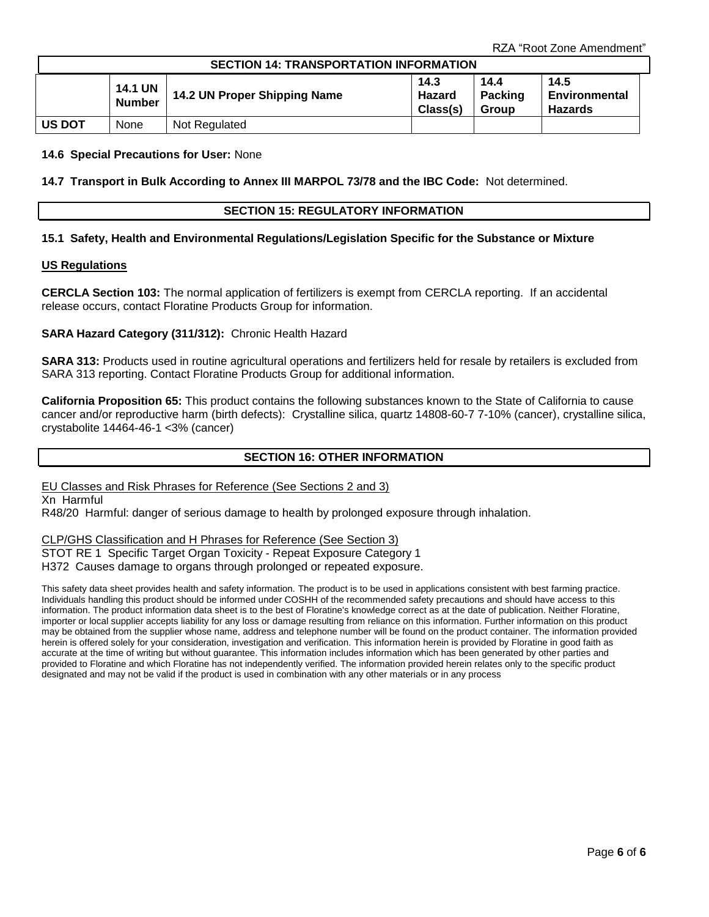## SECTION 14: TRANSPORTATION INFORMATION

| | 14.1 UN Number | 14.2 UN Proper Shipping Name | 14.3 Hazard Class(s) | 14.4 Packing Group | 14.5 Environmental Hazards |
|---|---|---|---|---|---|
| **US DOT** | None | Not Regulated | | | |

**14.6 Special Precautions for User:** None

**14.7 Transport in Bulk According to Annex III MARPOL 73/78 and the IBC Code:** Not determined.

## SECTION 15: REGULATORY INFORMATION

**15.1 Safety, Health and Environmental Regulations/Legislation Specific for the Substance or Mixture**

**US Regulations**

**CERCLA Section 103:** The normal application of fertilizers is exempt from CERCLA reporting. If an accidental release occurs, contact Floratine Products Group for information.

**SARA Hazard Category (311/312):** Chronic Health Hazard

**SARA 313:** Products used in routine agricultural operations and fertilizers held for resale by retailers is excluded from SARA 313 reporting. Contact Floratine Products Group for additional information.

**California Proposition 65:** This product contains the following substances known to the State of California to cause cancer and/or reproductive harm (birth defects): Crystalline silica, quartz 14808-60-7 7-10% (cancer), crystalline silica, crystabolite 14464-46-1 <3% (cancer)

## SECTION 16: OTHER INFORMATION

EU Classes and Risk Phrases for Reference (See Sections 2 and 3)

Xn Harmful

R48/20 Harmful: danger of serious damage to health by prolonged exposure through inhalation.

CLP/GHS Classification and H Phrases for Reference (See Section 3)

STOT RE 1 Specific Target Organ Toxicity - Repeat Exposure Category 1

H372 Causes damage to organs through prolonged or repeated exposure.

This safety data sheet provides health and safety information. The product is to be used in applications consistent with best farming practice. Individuals handling this product should be informed under COSHH of the recommended safety precautions and should have access to this information. The product information data sheet is to the best of Floratine's knowledge correct as at the date of publication. Neither Floratine, importer or local supplier accepts liability for any loss or damage resulting from reliance on this information. Further information on this product may be obtained from the supplier whose name, address and telephone number will be found on the product container. The information provided herein is offered solely for your consideration, investigation and verification. This information herein is provided by Floratine in good faith as accurate at the time of writing but without guarantee. This information includes information which has been generated by other parties and provided to Floratine and which Floratine has not independently verified. The information provided herein relates only to the specific product designated and may not be valid if the product is used in combination with any other materials or in any process